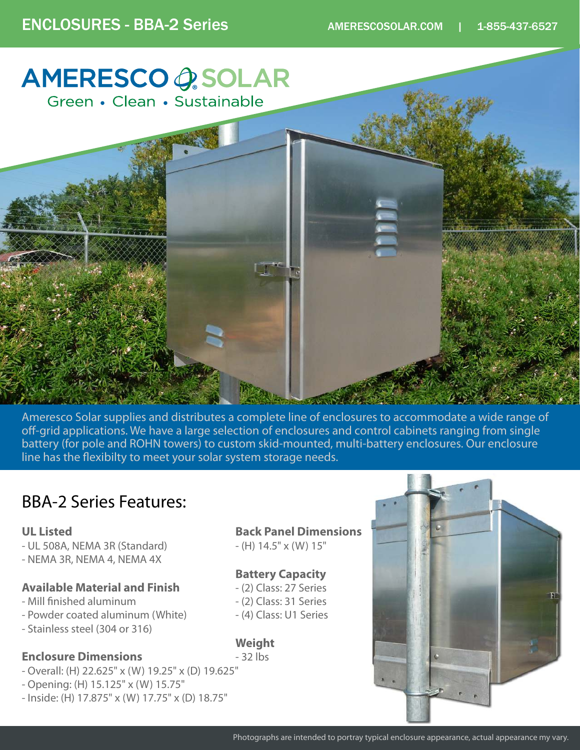# ENCLOSURES - BBA-2 Series

AMERESCOSOLAR.COM | 1-855-437-6527

AMERESCO SOLAR

Green • Clean • Sustainable

Ameresco Solar supplies and distributes a complete line of enclosures to accommodate a wide range of off-grid applications. We have a large selection of enclosures and control cabinets ranging from single battery (for pole and ROHN towers) to custom skid-mounted, multi-battery enclosures. Our enclosure line has the flexibilty to meet your solar system storage needs.

## BBA-2 Series Features:

**UL Listed**
- UL 508A, NEMA 3R (Standard)
- NEMA 3R, NEMA 4, NEMA 4X

**Available Material and Finish**
- Mill finished aluminum
- Powder coated aluminum (White)
- Stainless steel (304 or 316)

**Enclosure Dimensions**
- Overall: (H) 22.625" x (W) 19.25" x (D) 19.625"
- Opening: (H) 15.125" x (W) 15.75"
- Inside: (H) 17.875" x (W) 17.75" x (D) 18.75"

**Back Panel Dimensions**
- (H) 14.5" x (W) 15"

**Battery Capacity**
- (2) Class: 27 Series
- (2) Class: 31 Series
- (4) Class: U1 Series

**Weight**
- 32 lbs

Photographs are intended to portray typical enclosure appearance, actual appearance my vary.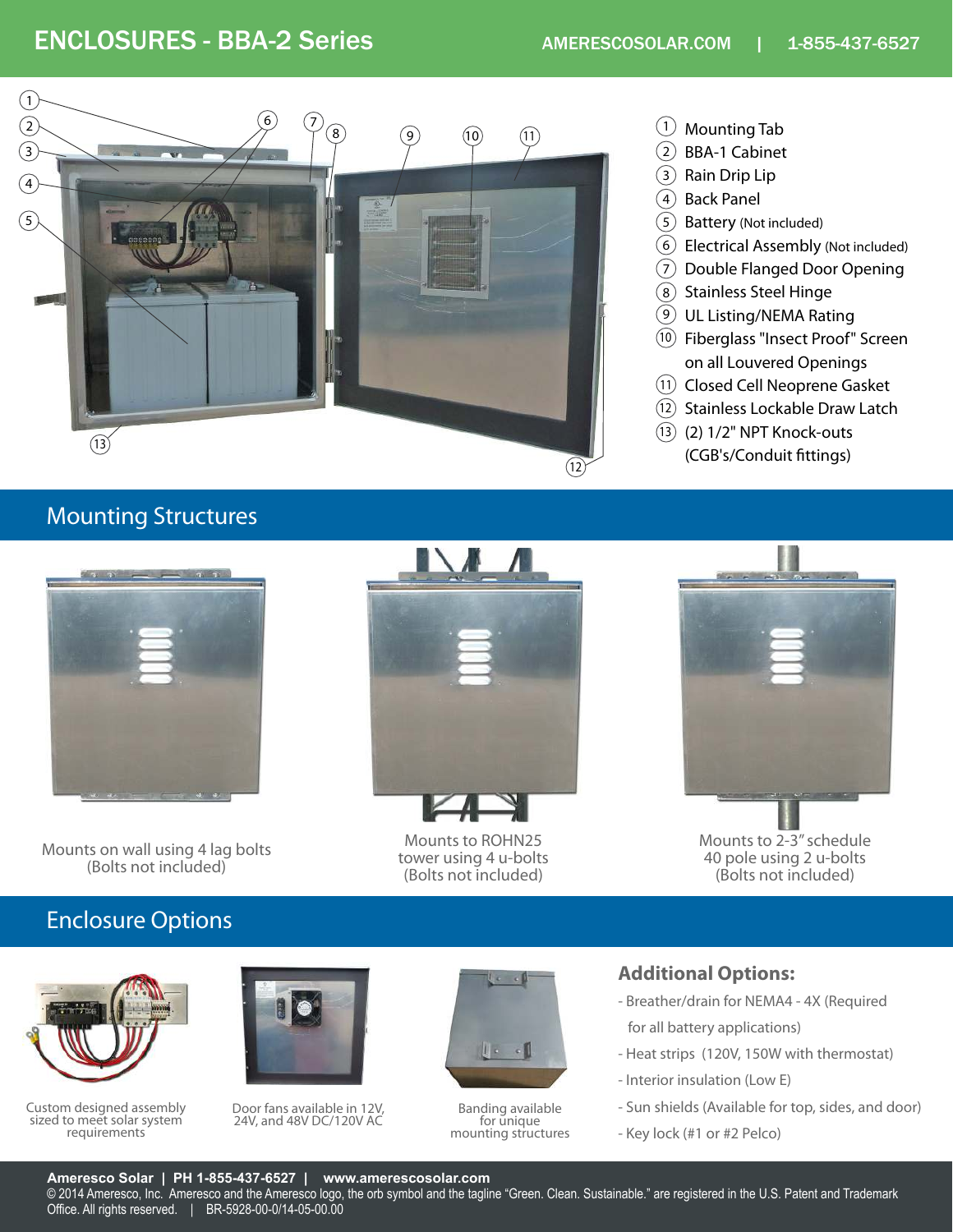# ENCLOSURES - BBA-2 Series

AMERESCOSOLAR.COM | 1-855-437-6527

1. Mounting Tab
2. BBA-1 Cabinet
3. Rain Drip Lip
4. Back Panel
5. Battery (Not included)
6. Electrical Assembly (Not included)
7. Double Flanged Door Opening
8. Stainless Steel Hinge
9. UL Listing/NEMA Rating
10. Fiberglass "Insect Proof" Screen on all Louvered Openings
11. Closed Cell Neoprene Gasket
12. Stainless Lockable Draw Latch
13. (2) 1/2" NPT Knock-outs (CGB's/Conduit fittings)

## Mounting Structures

Mounts on wall using 4 lag bolts (Bolts not included)

Mounts to ROHN25 tower using 4 u-bolts (Bolts not included)

Mounts to 2-3" schedule 40 pole using 2 u-bolts (Bolts not included)

## Enclosure Options

Custom designed assembly sized to meet solar system requirements

Door fans available in 12V, 24V, and 48V DC/120V AC

Banding available for unique mounting structures

### Additional Options:

- Breather/drain for NEMA4 - 4X (Required for all battery applications)
- Heat strips (120V, 150W with thermostat)
- Interior insulation (Low E)
- Sun shields (Available for top, sides, and door)
- Key lock (#1 or #2 Pelco)

**Ameresco Solar | PH 1-855-437-6527 | www.amerescosolar.com**

© 2014 Ameresco, Inc. Ameresco and the Ameresco logo, the orb symbol and the tagline "Green. Clean. Sustainable." are registered in the U.S. Patent and Trademark Office. All rights reserved. | BR-5928-00-0/14-05-00.00